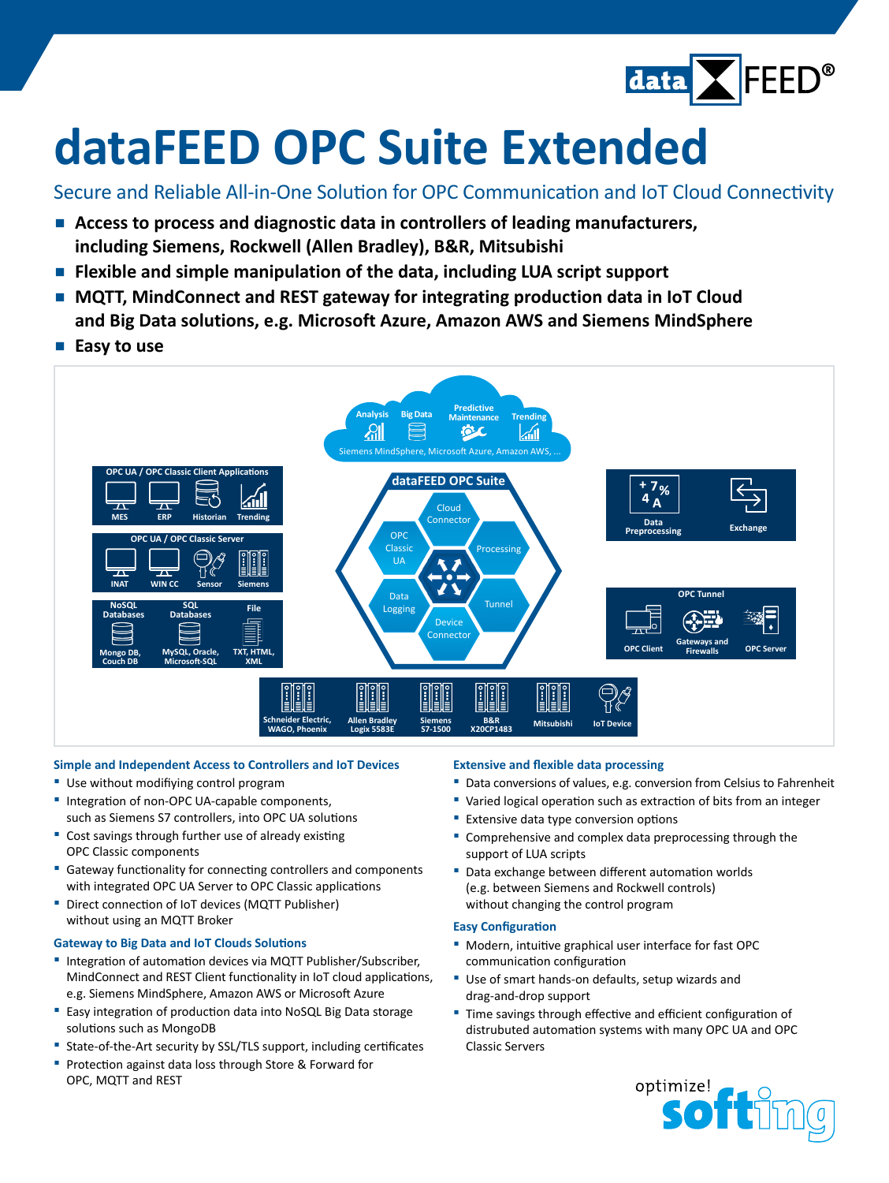# dataFEED OPC Suite Extended

## Secure and Reliable All-in-One Solution for OPC Communication and IoT Cloud Connectivity

- **Access to process and diagnostic data in controllers of leading manufacturers, including Siemens, Rockwell (Allen Bradley), B&R, Mitsubishi**
- **Flexible and simple manipulation of the data, including LUA script support**
- **MQTT, MindConnect and REST gateway for integrating production data in IoT Cloud and Big Data solutions, e.g. Microsoft Azure, Amazon AWS and Siemens MindSphere**
- **Easy to use**

### Simple and Independent Access to Controllers and IoT Devices

- Use without modifying control program
- Integration of non-OPC UA-capable components, such as Siemens S7 controllers, into OPC UA solutions
- Cost savings through further use of already existing OPC Classic components
- Gateway functionality for connecting controllers and components with integrated OPC UA Server to OPC Classic applications
- Direct connection of IoT devices (MQTT Publisher) without using an MQTT Broker

### Gateway to Big Data and IoT Clouds Solutions

- Integration of automation devices via MQTT Publisher/Subscriber, MindConnect and REST Client functionality in IoT cloud applications, e.g. Siemens MindSphere, Amazon AWS or Microsoft Azure
- Easy integration of production data into NoSQL Big Data storage solutions such as MongoDB
- State-of-the-Art security by SSL/TLS support, including certificates
- Protection against data loss through Store & Forward for OPC, MQTT and REST

### Extensive and flexible data processing

- Data conversions of values, e.g. conversion from Celsius to Fahrenheit
- Varied logical operation such as extraction of bits from an integer
- Extensive data type conversion options
- Comprehensive and complex data preprocessing through the support of LUA scripts
- Data exchange between different automation worlds (e.g. between Siemens and Rockwell controls) without changing the control program

### Easy Configuration

- Modern, intuitive graphical user interface for fast OPC communication configuration
- Use of smart hands-on defaults, setup wizards and drag-and-drop support
- Time savings through effective and efficient configuration of distrubuted automation systems with many OPC UA and OPC Classic Servers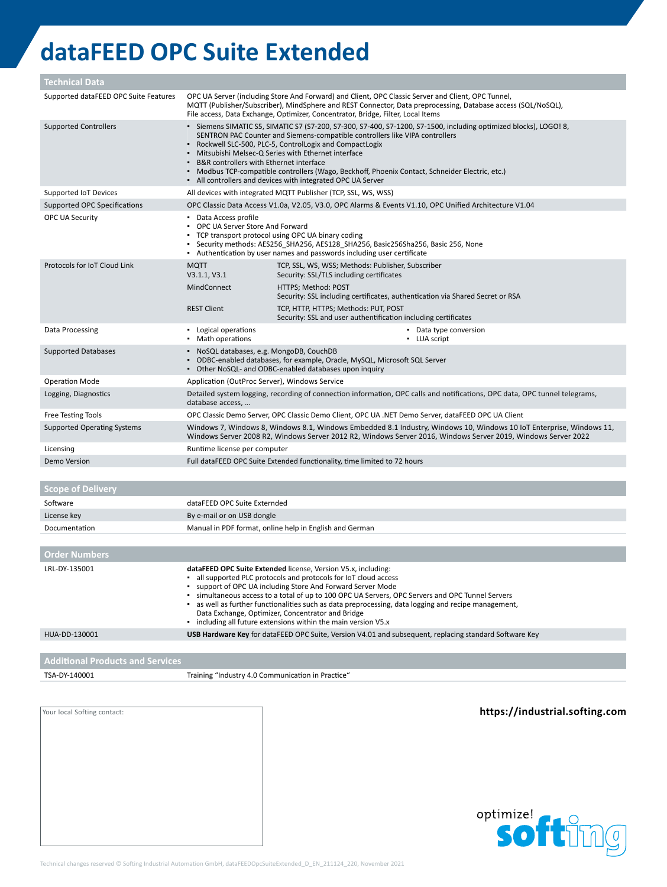# dataFEED OPC Suite Extended

| Technical Data | |
|---|---|
| Supported dataFEED OPC Suite Features | OPC UA Server (including Store And Forward) and Client, OPC Classic Server and Client, OPC Tunnel, MQTT (Publisher/Subscriber), MindSphere and REST Connector, Data preprocessing, Database access (SQL/NoSQL), File access, Data Exchange, Optimizer, Concentrator, Bridge, Filter, Local Items |
| Supported Controllers | ▪ Siemens SIMATIC S5, SIMATIC S7 (S7-200, S7-300, S7-400, S7-1200, S7-1500, including optimized blocks), LOGO! 8, SENTRON PAC Counter and Siemens-compatible controllers like VIPA controllers<br>▪ Rockwell SLC-500, PLC-5, ControlLogix and CompactLogix<br>▪ Mitsubishi Melsec-Q Series with Ethernet interface<br>▪ B&R controllers with Ethernet interface<br>▪ Modbus TCP-compatible controllers (Wago, Beckhoff, Phoenix Contact, Schneider Electric, etc.)<br>▪ All controllers and devices with integrated OPC UA Server |
| Supported IoT Devices | All devices with integrated MQTT Publisher (TCP, SSL, WS, WSS) |
| Supported OPC Specifications | OPC Classic Data Access V1.0a, V2.05, V3.0, OPC Alarms & Events V1.10, OPC Unified Architecture V1.04 |
| OPC UA Security | ▪ Data Access profile<br>▪ OPC UA Server Store And Forward<br>▪ TCP transport protocol using OPC UA binary coding<br>▪ Security methods: AES256_SHA256, AES128_SHA256, Basic256Sha256, Basic 256, None<br>▪ Authentication by user names and passwords including user certificate |
| Protocols for IoT Cloud Link | MQTT V3.1.1, V3.1: TCP, SSL, WS, WSS; Methods: Publisher, Subscriber<br>Security: SSL/TLS including certificates<br>MindConnect: HTTPS; Method: POST<br>Security: SSL including certificates, authentication via Shared Secret or RSA<br>REST Client: TCP, HTTP, HTTPS; Methods: PUT, POST<br>Security: SSL and user authentification including certificates |
| Data Processing | ▪ Logical operations<br>▪ Math operations<br>▪ Data type conversion<br>▪ LUA script |
| Supported Databases | ▪ NoSQL databases, e.g. MongoDB, CouchDB<br>▪ ODBC-enabled databases, for example, Oracle, MySQL, Microsoft SQL Server<br>▪ Other NoSQL- and ODBC-enabled databases upon inquiry |
| Operation Mode | Application (OutProc Server), Windows Service |
| Logging, Diagnostics | Detailed system logging, recording of connection information, OPC calls and notifications, OPC data, OPC tunnel telegrams, database access, … |
| Free Testing Tools | OPC Classic Demo Server, OPC Classic Demo Client, OPC UA .NET Demo Server, dataFEED OPC UA Client |
| Supported Operating Systems | Windows 7, Windows 8, Windows 8.1, Windows Embedded 8.1 Industry, Windows 10, Windows 10 IoT Enterprise, Windows 11, Windows Server 2008 R2, Windows Server 2012 R2, Windows Server 2016, Windows Server 2019, Windows Server 2022 |
| Licensing | Runtime license per computer |
| Demo Version | Full dataFEED OPC Suite Extended functionality, time limited to 72 hours |

| Scope of Delivery | |
|---|---|
| Software | dataFEED OPC Suite Externded |
| License key | By e-mail or on USB dongle |
| Documentation | Manual in PDF format, online help in English and German |

| Order Numbers | |
|---|---|
| LRL-DY-135001 | **dataFEED OPC Suite Extended** license, Version V5.x, including:<br>▪ all supported PLC protocols and protocols for IoT cloud access<br>▪ support of OPC UA including Store And Forward Server Mode<br>▪ simultaneous access to a total of up to 100 OPC UA Servers, OPC Servers and OPC Tunnel Servers<br>▪ as well as further functionalities such as data preprocessing, data logging and recipe management, Data Exchange, Optimizer, Concentrator and Bridge<br>▪ including all future extensions within the main version V5.x |
| HUA-DD-130001 | **USB Hardware Key** for dataFEED OPC Suite, Version V4.01 and subsequent, replacing standard Software Key |

| Additional Products and Services | |
|---|---|
| TSA-DY-140001 | Training "Industry 4.0 Communication in Practice" |

Your local Softing contact:

**https://industrial.softing.com**

optimize! softing

Technical changes reserved © Softing Industrial Automation GmbH, dataFEEDOpcSuiteExtended_D_EN_211124_220, November 2021